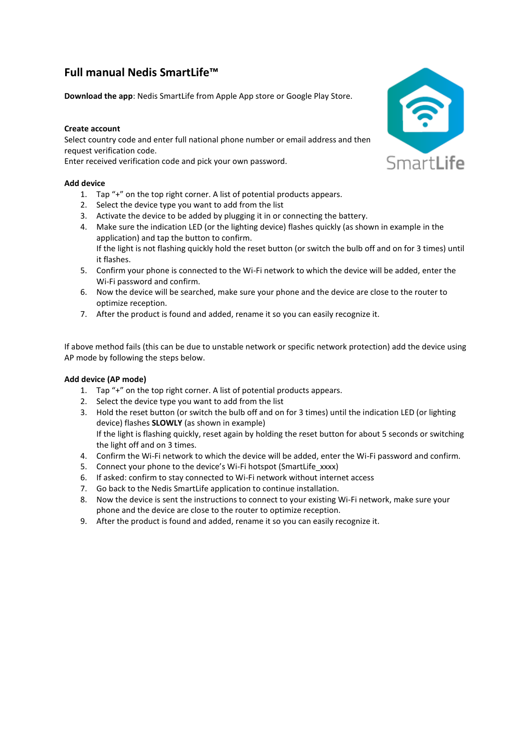# Full manual Nedis SmartLife™

**Download the app**: Nedis SmartLife from Apple App store or Google Play Store.

**Create account**

Select country code and enter full national phone number or email address and then request verification code.
Enter received verification code and pick your own password.

**Add device**

1. Tap "+" on the top right corner. A list of potential products appears.
2. Select the device type you want to add from the list
3. Activate the device to be added by plugging it in or connecting the battery.
4. Make sure the indication LED (or the lighting device) flashes quickly (as shown in example in the application) and tap the button to confirm.
   If the light is not flashing quickly hold the reset button (or switch the bulb off and on for 3 times) until it flashes.
5. Confirm your phone is connected to the Wi-Fi network to which the device will be added, enter the Wi-Fi password and confirm.
6. Now the device will be searched, make sure your phone and the device are close to the router to optimize reception.
7. After the product is found and added, rename it so you can easily recognize it.

If above method fails (this can be due to unstable network or specific network protection) add the device using AP mode by following the steps below.

**Add device (AP mode)**

1. Tap "+" on the top right corner. A list of potential products appears.
2. Select the device type you want to add from the list
3. Hold the reset button (or switch the bulb off and on for 3 times) until the indication LED (or lighting device) flashes **SLOWLY** (as shown in example)
   If the light is flashing quickly, reset again by holding the reset button for about 5 seconds or switching the light off and on 3 times.
4. Confirm the Wi-Fi network to which the device will be added, enter the Wi-Fi password and confirm.
5. Connect your phone to the device's Wi-Fi hotspot (SmartLife_xxxx)
6. If asked: confirm to stay connected to Wi-Fi network without internet access
7. Go back to the Nedis SmartLife application to continue installation.
8. Now the device is sent the instructions to connect to your existing Wi-Fi network, make sure your phone and the device are close to the router to optimize reception.
9. After the product is found and added, rename it so you can easily recognize it.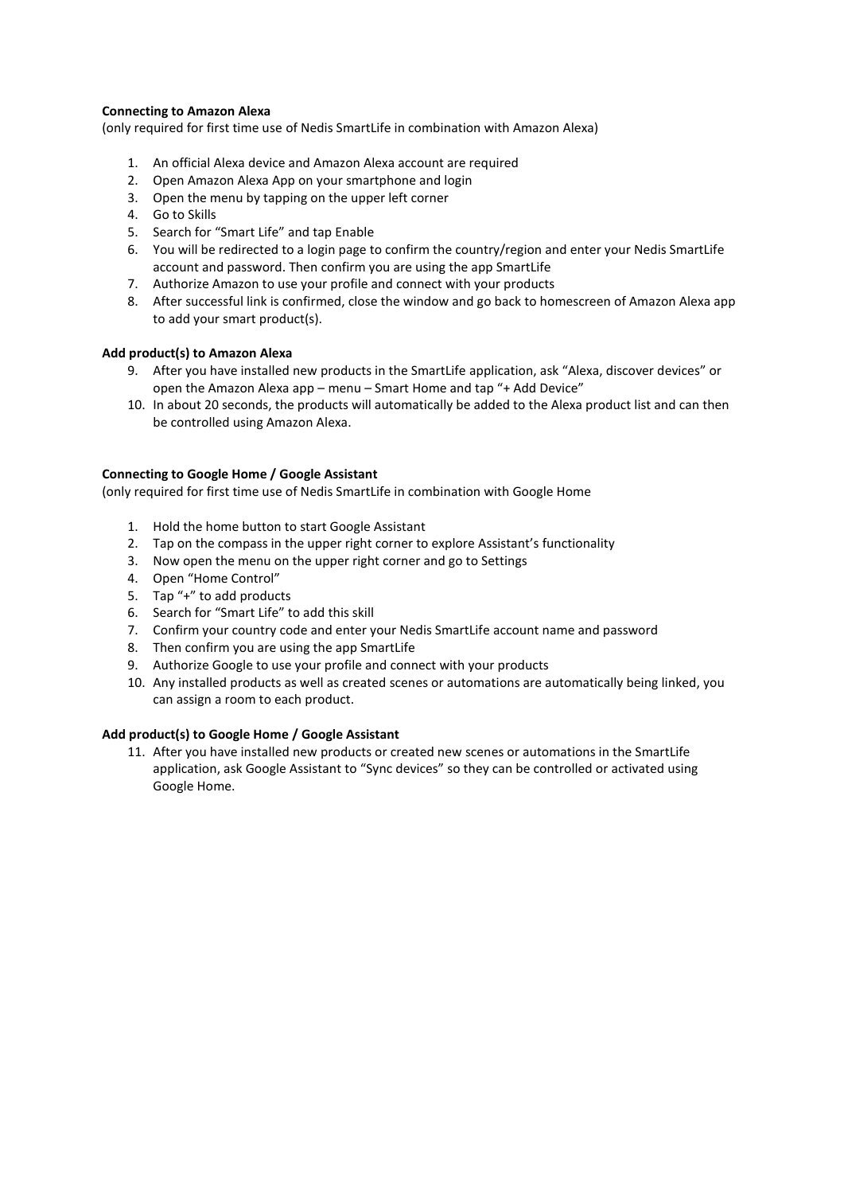**Connecting to Amazon Alexa**

(only required for first time use of Nedis SmartLife in combination with Amazon Alexa)

1. An official Alexa device and Amazon Alexa account are required
2. Open Amazon Alexa App on your smartphone and login
3. Open the menu by tapping on the upper left corner
4. Go to Skills
5. Search for “Smart Life” and tap Enable
6. You will be redirected to a login page to confirm the country/region and enter your Nedis SmartLife account and password. Then confirm you are using the app SmartLife
7. Authorize Amazon to use your profile and connect with your products
8. After successful link is confirmed, close the window and go back to homescreen of Amazon Alexa app to add your smart product(s).

**Add product(s) to Amazon Alexa**

9. After you have installed new products in the SmartLife application, ask “Alexa, discover devices” or open the Amazon Alexa app – menu – Smart Home and tap “+ Add Device”
10. In about 20 seconds, the products will automatically be added to the Alexa product list and can then be controlled using Amazon Alexa.

**Connecting to Google Home / Google Assistant**

(only required for first time use of Nedis SmartLife in combination with Google Home

1. Hold the home button to start Google Assistant
2. Tap on the compass in the upper right corner to explore Assistant’s functionality
3. Now open the menu on the upper right corner and go to Settings
4. Open “Home Control”
5. Tap “+” to add products
6. Search for “Smart Life” to add this skill
7. Confirm your country code and enter your Nedis SmartLife account name and password
8. Then confirm you are using the app SmartLife
9. Authorize Google to use your profile and connect with your products
10. Any installed products as well as created scenes or automations are automatically being linked, you can assign a room to each product.

**Add product(s) to Google Home / Google Assistant**

11. After you have installed new products or created new scenes or automations in the SmartLife application, ask Google Assistant to “Sync devices” so they can be controlled or activated using Google Home.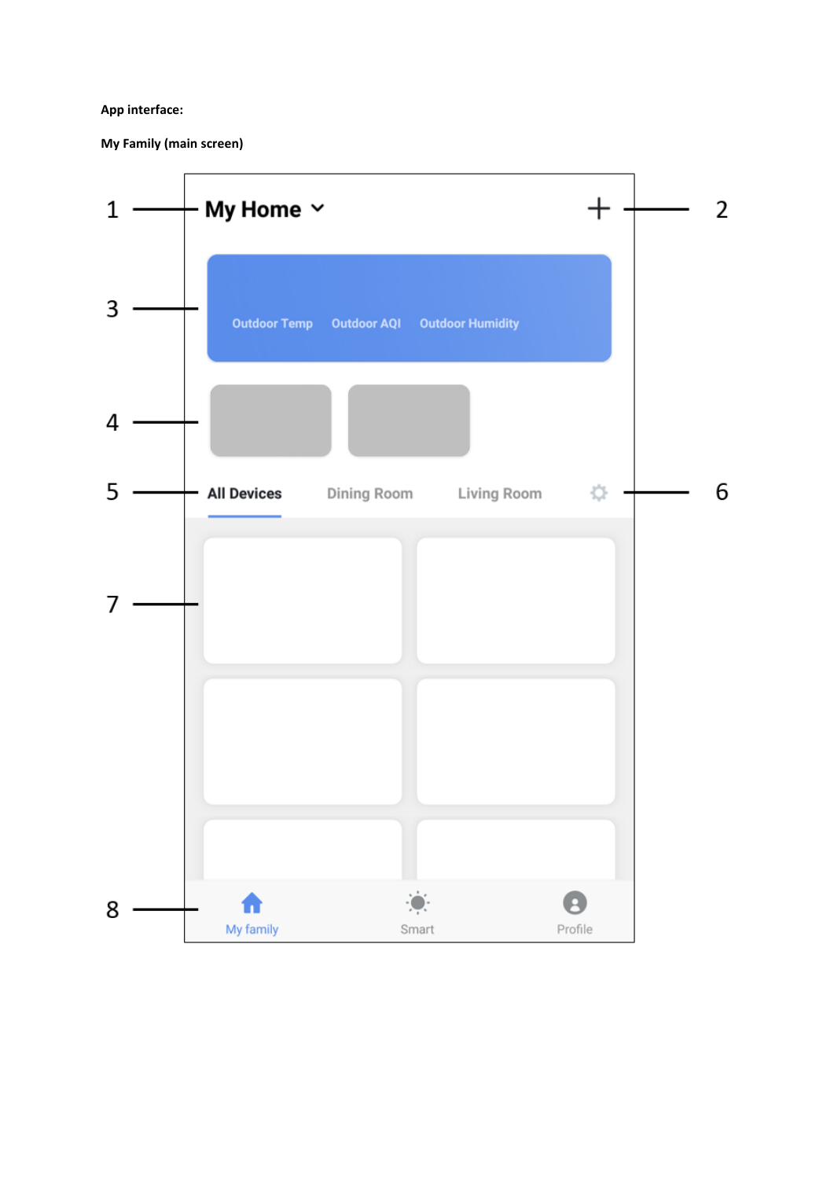**App interface:**

**My Family (main screen)**

1 My Home

2 +

3 Outdoor Temp Outdoor AQI Outdoor Humidity

4

5 All Devices Dining Room Living Room

6

7

8 My family Smart Profile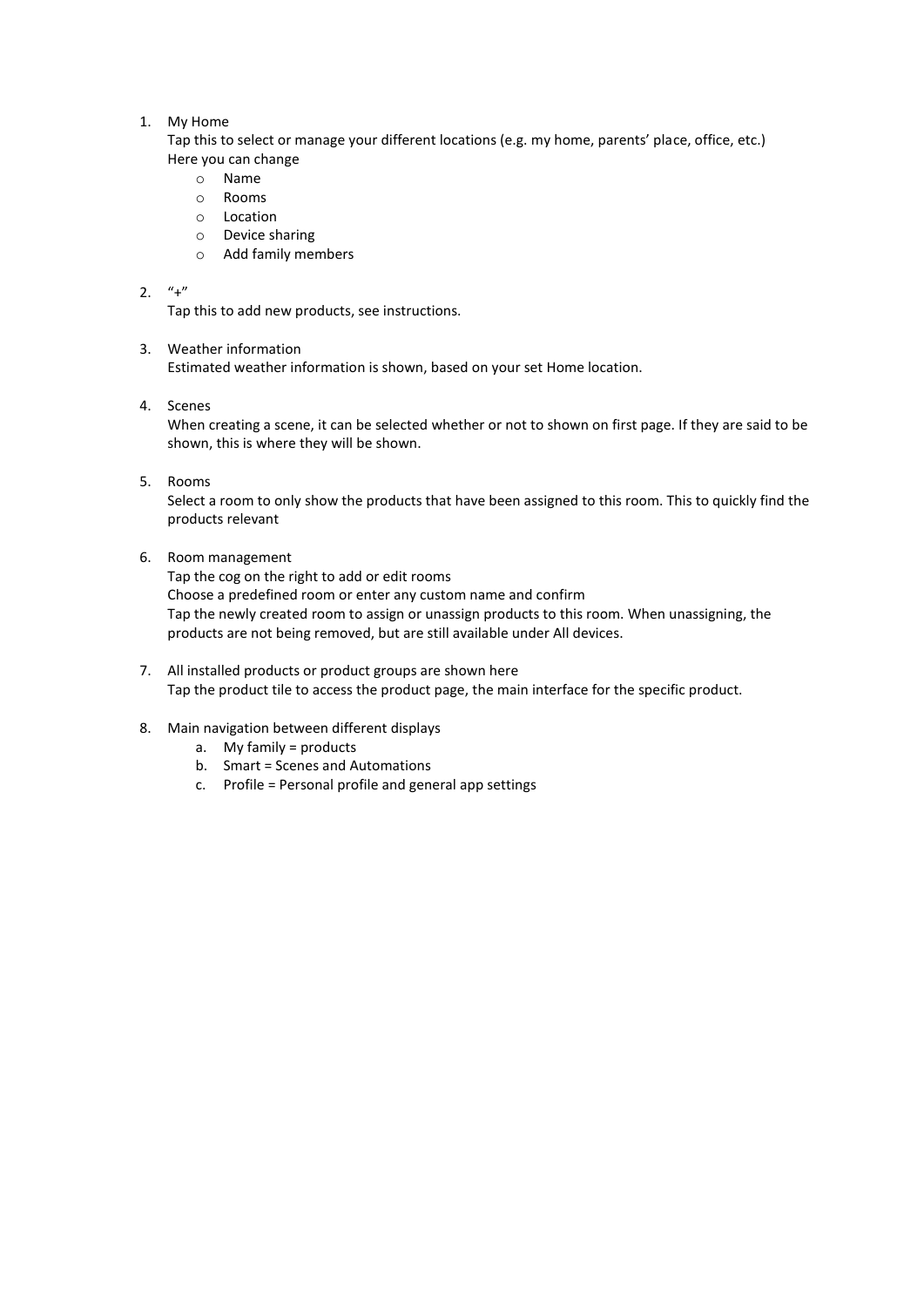1. My Home
   Tap this to select or manage your different locations (e.g. my home, parents' place, office, etc.)
   Here you can change
   - Name
   - Rooms
   - Location
   - Device sharing
   - Add family members

2. "+"
   Tap this to add new products, see instructions.

3. Weather information
   Estimated weather information is shown, based on your set Home location.

4. Scenes
   When creating a scene, it can be selected whether or not to shown on first page. If they are said to be shown, this is where they will be shown.

5. Rooms
   Select a room to only show the products that have been assigned to this room. This to quickly find the products relevant

6. Room management
   Tap the cog on the right to add or edit rooms
   Choose a predefined room or enter any custom name and confirm
   Tap the newly created room to assign or unassign products to this room. When unassigning, the products are not being removed, but are still available under All devices.

7. All installed products or product groups are shown here
   Tap the product tile to access the product page, the main interface for the specific product.

8. Main navigation between different displays
   a. My family = products
   b. Smart = Scenes and Automations
   c. Profile = Personal profile and general app settings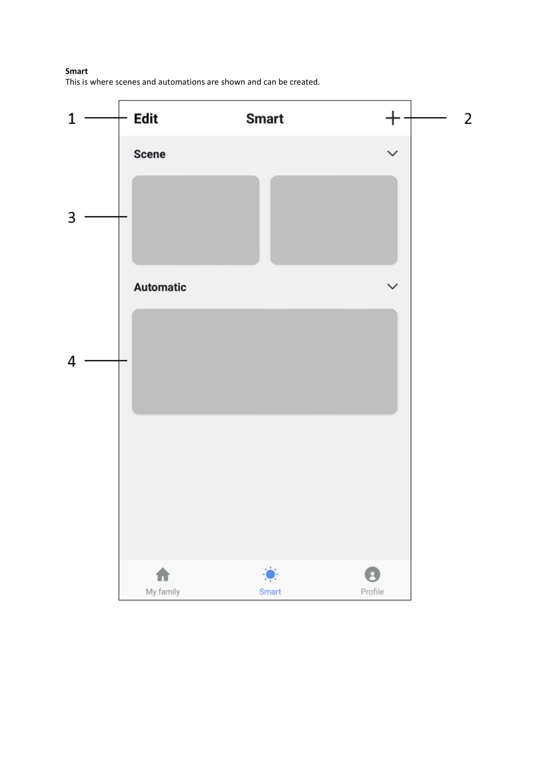**Smart**

This is where scenes and automations are shown and can be created.

1 Edit

Smart

2 +

Scene

3

Automatic

4

My family

Smart

Profile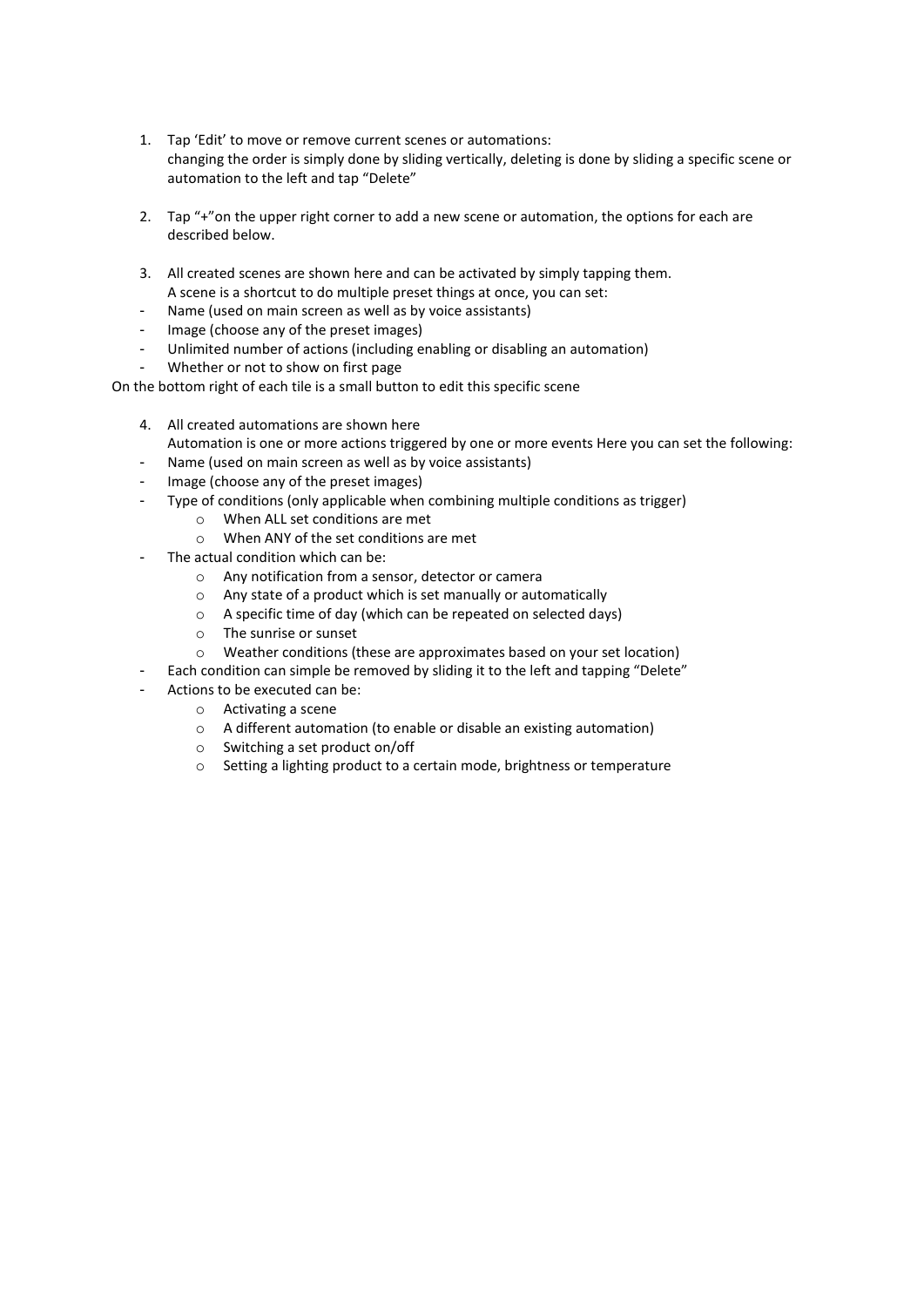1. Tap ‘Edit’ to move or remove current scenes or automations:
   changing the order is simply done by sliding vertically, deleting is done by sliding a specific scene or automation to the left and tap “Delete”

2. Tap “+”on the upper right corner to add a new scene or automation, the options for each are described below.

3. All created scenes are shown here and can be activated by simply tapping them.
   A scene is a shortcut to do multiple preset things at once, you can set:

- Name (used on main screen as well as by voice assistants)
- Image (choose any of the preset images)
- Unlimited number of actions (including enabling or disabling an automation)
- Whether or not to show on first page

On the bottom right of each tile is a small button to edit this specific scene

4. All created automations are shown here
   Automation is one or more actions triggered by one or more events Here you can set the following:

- Name (used on main screen as well as by voice assistants)
- Image (choose any of the preset images)
- Type of conditions (only applicable when combining multiple conditions as trigger)
  - When ALL set conditions are met
  - When ANY of the set conditions are met
- The actual condition which can be:
  - Any notification from a sensor, detector or camera
  - Any state of a product which is set manually or automatically
  - A specific time of day (which can be repeated on selected days)
  - The sunrise or sunset
  - Weather conditions (these are approximates based on your set location)
- Each condition can simple be removed by sliding it to the left and tapping “Delete”
- Actions to be executed can be:
  - Activating a scene
  - A different automation (to enable or disable an existing automation)
  - Switching a set product on/off
  - Setting a lighting product to a certain mode, brightness or temperature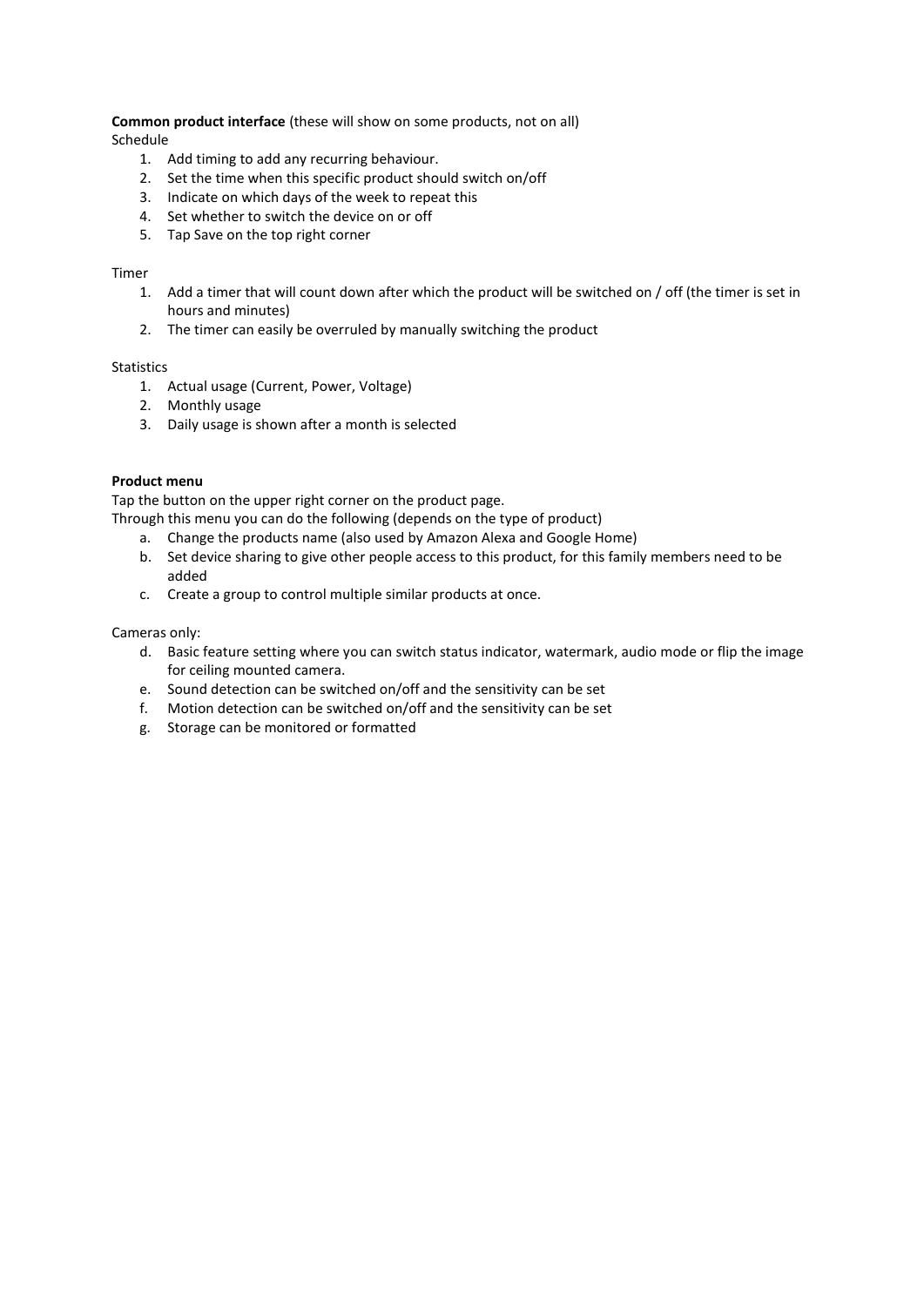**Common product interface** (these will show on some products, not on all)

Schedule

1. Add timing to add any recurring behaviour.
2. Set the time when this specific product should switch on/off
3. Indicate on which days of the week to repeat this
4. Set whether to switch the device on or off
5. Tap Save on the top right corner

Timer

1. Add a timer that will count down after which the product will be switched on / off (the timer is set in hours and minutes)
2. The timer can easily be overruled by manually switching the product

Statistics

1. Actual usage (Current, Power, Voltage)
2. Monthly usage
3. Daily usage is shown after a month is selected

**Product menu**

Tap the button on the upper right corner on the product page.

Through this menu you can do the following (depends on the type of product)

a. Change the products name (also used by Amazon Alexa and Google Home)
b. Set device sharing to give other people access to this product, for this family members need to be added
c. Create a group to control multiple similar products at once.

Cameras only:

d. Basic feature setting where you can switch status indicator, watermark, audio mode or flip the image for ceiling mounted camera.
e. Sound detection can be switched on/off and the sensitivity can be set
f. Motion detection can be switched on/off and the sensitivity can be set
g. Storage can be monitored or formatted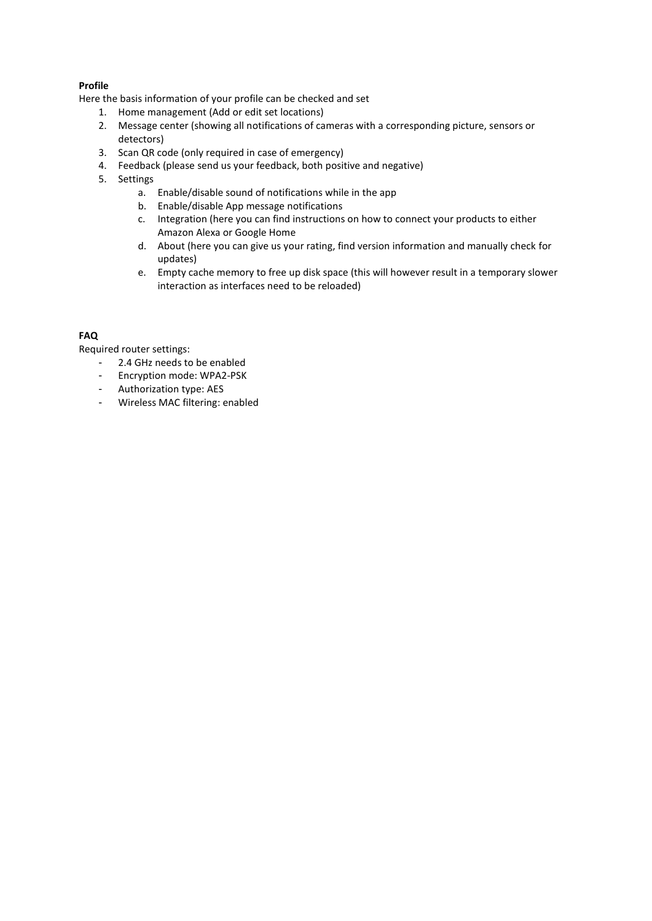**Profile**

Here the basis information of your profile can be checked and set

1. Home management (Add or edit set locations)
2. Message center (showing all notifications of cameras with a corresponding picture, sensors or detectors)
3. Scan QR code (only required in case of emergency)
4. Feedback (please send us your feedback, both positive and negative)
5. Settings
    a. Enable/disable sound of notifications while in the app
    b. Enable/disable App message notifications
    c. Integration (here you can find instructions on how to connect your products to either Amazon Alexa or Google Home
    d. About (here you can give us your rating, find version information and manually check for updates)
    e. Empty cache memory to free up disk space (this will however result in a temporary slower interaction as interfaces need to be reloaded)

**FAQ**

Required router settings:

- 2.4 GHz needs to be enabled
- Encryption mode: WPA2-PSK
- Authorization type: AES
- Wireless MAC filtering: enabled